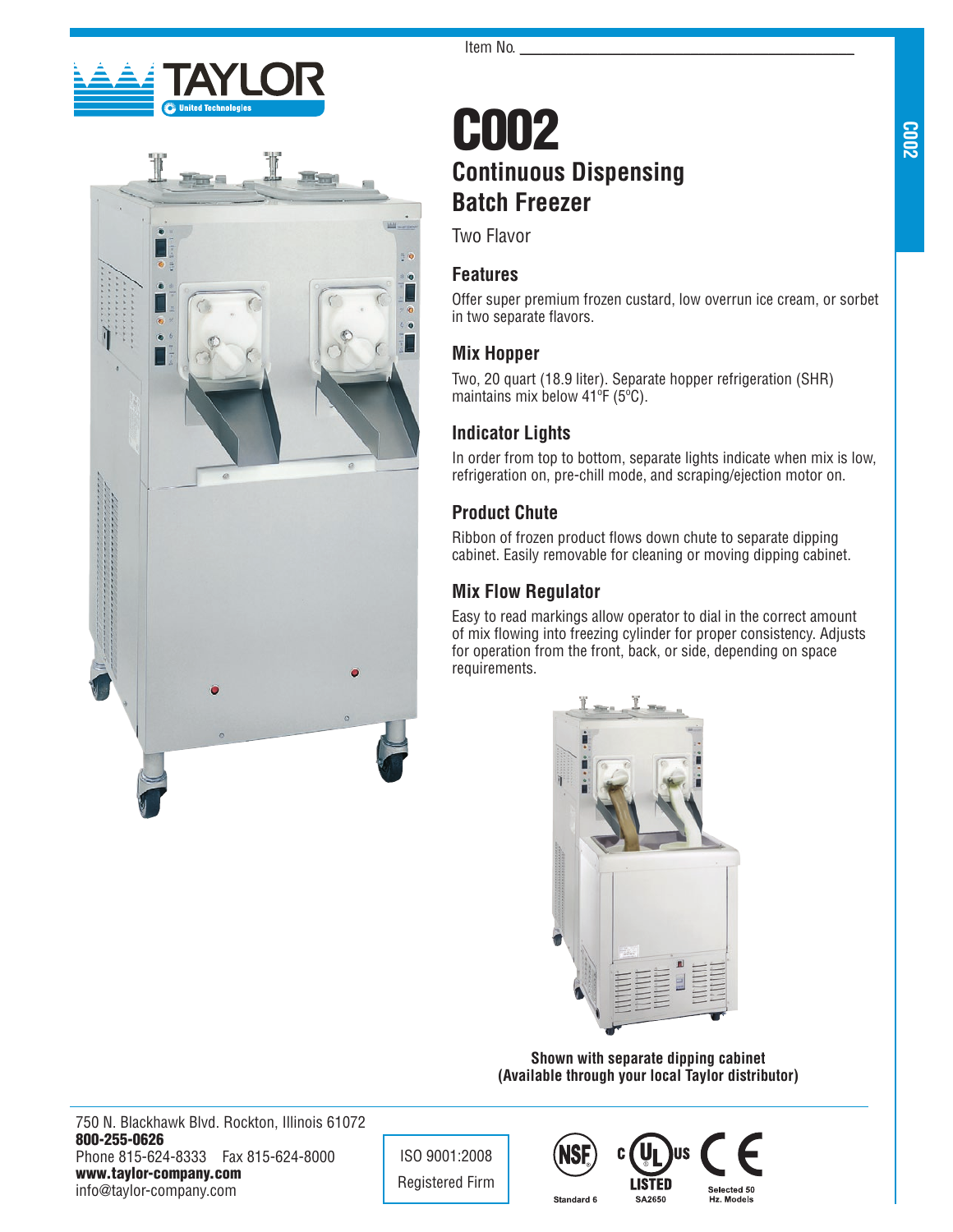Item No. ___________________________

# C002

## Continuous Dispensing Batch Freezer

Two Flavor

### Features

Offer super premium frozen custard, low overrun ice cream, or sorbet in two separate flavors.

### Mix Hopper

Two, 20 quart (18.9 liter). Separate hopper refrigeration (SHR) maintains mix below 41ºF (5ºC).

### Indicator Lights

In order from top to bottom, separate lights indicate when mix is low, refrigeration on, pre-chill mode, and scraping/ejection motor on.

### Product Chute

Ribbon of frozen product flows down chute to separate dipping cabinet. Easily removable for cleaning or moving dipping cabinet.

### Mix Flow Regulator

Easy to read markings allow operator to dial in the correct amount of mix flowing into freezing cylinder for proper consistency. Adjusts for operation from the front, back, or side, depending on space requirements.

**Shown with separate dipping cabinet (Available through your local Taylor distributor)**

750 N. Blackhawk Blvd. Rockton, Illinois 61072
**800-255-0626**
Phone 815-624-8333 Fax 815-624-8000
**www.taylor-company.com**
info@taylor-company.com

ISO 9001:2008
Registered Firm

NSF Standard 6 | c UL us LISTED SA2650 | CE Selected 50 Hz. Models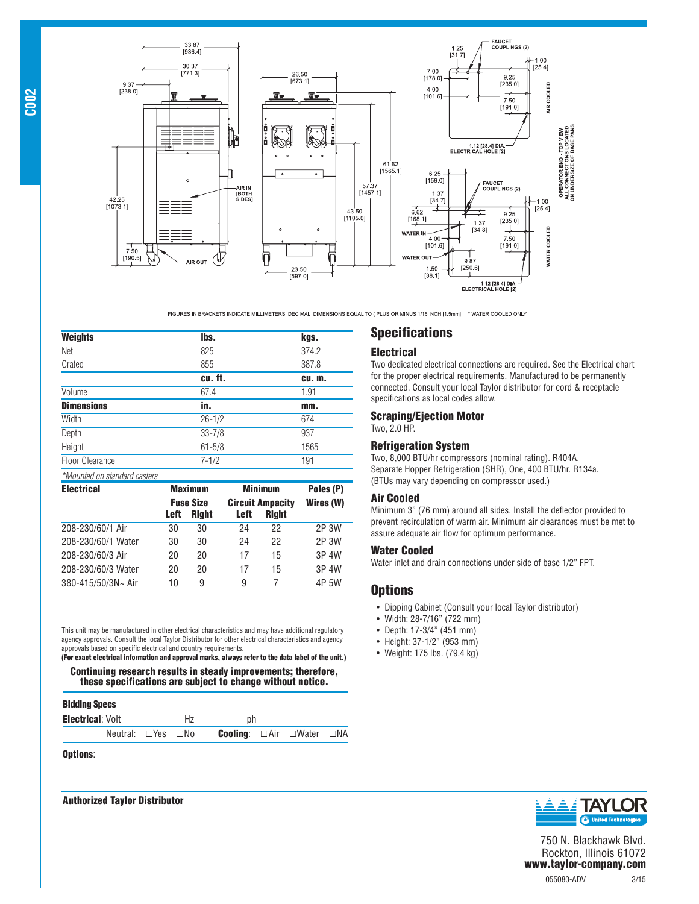33.87 [936.4]
30.37 [771.3]
9.37 [238.0]
42.25 [1073.1]
7.50 [190.5]
AIR IN [BOTH SIDES]
AIR OUT
26.50 [673.1]
61.62 [1565.1]
57.37 [1457.1]
43.50 [1105.0]
23.50 [597.0]

FAUCET COUPLINGS (2)
1.25 [31.7]
7.00 [178.0]
4.00 [101.6]
1.00 [25.4]
9.25 [235.0]
7.50 [191.0]
AIR COOLED
1.12 [28.4] DIA. ELECTRICAL HOLE [2]

6.25 [159.0]
FAUCET COUPLINGS (2)
1.37 [34.7]
1.00 [25.4]
6.62 [168.1]
1.37 [34.8]
9.25 [235.0]
WATER IN
4.00 [101.6]
7.50 [191.0]
WATER COOLED
WATER OUT
9.87 [250.6]
1.50 [38.1]
1.12 [28.4] DIA. ELECTRICAL HOLE [2]

OPERATOR END - TOP VIEW ALL CONNECTIONS LOCATED ON UNDERSIZE OF BASE PANS

FIGURES IN BRACKETS INDICATE MILLIMETERS. DECIMAL DIMENSIONS EQUAL TO ( PLUS OR MINUS 1/16 INCH [1.5mm] . * WATER COOLED ONLY

| Weights | lbs. | kgs. |
|---|---|---|
| Net | 825 | 374.2 |
| Crated | 855 | 387.8 |
| | cu. ft. | cu. m. |
| Volume | 67.4 | 1.91 |
| Dimensions | in. | mm. |
| Width | 26-1/2 | 674 |
| Depth | 33-7/8 | 937 |
| Height | 61-5/8 | 1565 |
| Floor Clearance | 7-1/2 | 191 |

*Mounted on standard casters*

| Electrical | Maximum Fuse Size | | Minimum Circuit Ampacity | | Poles (P) Wires (W) |
|---|---|---|---|---|---|
| | Left | Right | Left | Right | |
| 208-230/60/1 Air | 30 | 30 | 24 | 22 | 2P 3W |
| 208-230/60/1 Water | 30 | 30 | 24 | 22 | 2P 3W |
| 208-230/60/3 Air | 20 | 20 | 17 | 15 | 3P 4W |
| 208-230/60/3 Water | 20 | 20 | 17 | 15 | 3P 4W |
| 380-415/50/3N~ Air | 10 | 9 | 9 | 7 | 4P 5W |

This unit may be manufactured in other electrical characteristics and may have additional regulatory agency approvals. Consult the local Taylor Distributor for other electrical characteristics and agency approvals based on specific electrical and country requirements.
**(For exact electrical information and approval marks, always refer to the data label of the unit.)**

**Continuing research results in steady improvements; therefore, these specifications are subject to change without notice.**

**Bidding Specs**

**Electrical**: Volt ____________ Hz __________ ph ____________

Neutral: ☐Yes ☐No **Cooling**: ☐Air ☐Water ☐NA

**Options**: ____________________

## Specifications

### Electrical

Two dedicated electrical connections are required. See the Electrical chart for the proper electrical requirements. Manufactured to be permanently connected. Consult your local Taylor distributor for cord & receptacle specifications as local codes allow.

### Scraping/Ejection Motor

Two, 2.0 HP.

### Refrigeration System

Two, 8,000 BTU/hr compressors (nominal rating). R404A.
Separate Hopper Refrigeration (SHR), One, 400 BTU/hr. R134a.
(BTUs may vary depending on compressor used.)

### Air Cooled

Minimum 3" (76 mm) around all sides. Install the deflector provided to prevent recirculation of warm air. Minimum air clearances must be met to assure adequate air flow for optimum performance.

### Water Cooled

Water inlet and drain connections under side of base 1/2" FPT.

## Options

- Dipping Cabinet (Consult your local Taylor distributor)
- Width: 28-7/16" (722 mm)
- Depth: 17-3/4" (451 mm)
- Height: 37-1/2" (953 mm)
- Weight: 175 lbs. (79.4 kg)

**Authorized Taylor Distributor**

TAYLOR United Technologies

750 N. Blackhawk Blvd.
Rockton, Illinois 61072
**www.taylor-company.com**

055080-ADV 3/15